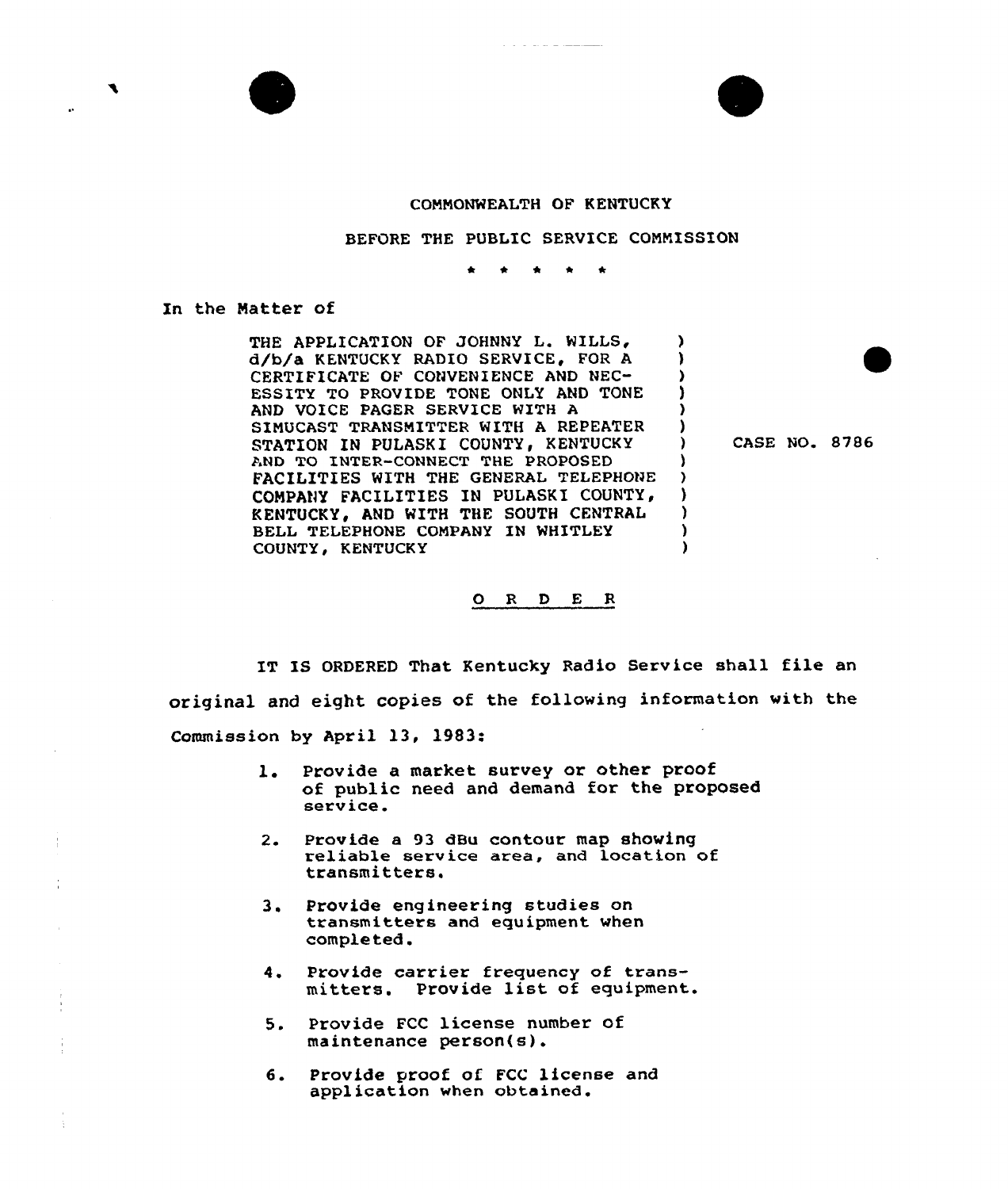COMMONWEALTH OF KENTUCKY

BEFORE THE PUBLIC SERVICE COMMISSION

\* \* \* \* \*

In the Matter of

| | |
|---|---|
| THE APPLICATION OF JOHNNY L. WILLS, d/b/a KENTUCKY RADIO SERVICE, FOR A CERTIFICATE OF CONVENIENCE AND NECESSITY TO PROVIDE TONE ONLY AND TONE AND VOICE PAGER SERVICE WITH A SIMUCAST TRANSMITTER WITH A REPEATER STATION IN PULASKI COUNTY, KENTUCKY AND TO INTER-CONNECT THE PROPOSED FACILITIES WITH THE GENERAL TELEPHONE COMPANY FACILITIES IN PULASKI COUNTY, KENTUCKY, AND WITH THE SOUTH CENTRAL BELL TELEPHONE COMPANY IN WHITLEY COUNTY, KENTUCKY | CASE NO. 8786 |

## O R D E R

IT IS ORDERED That Kentucky Radio Service shall file an original and eight copies of the following information with the Commission by April 13, 1983:

1. Provide a market survey or other proof of public need and demand for the proposed service.
2. Provide a 93 dBu contour map showing reliable service area, and location of transmitters.
3. Provide engineering studies on transmitters and equipment when completed.
4. Provide carrier frequency of transmitters. Provide list of equipment.
5. Provide FCC license number of maintenance person(s).
6. Provide proof of FCC license and application when obtained.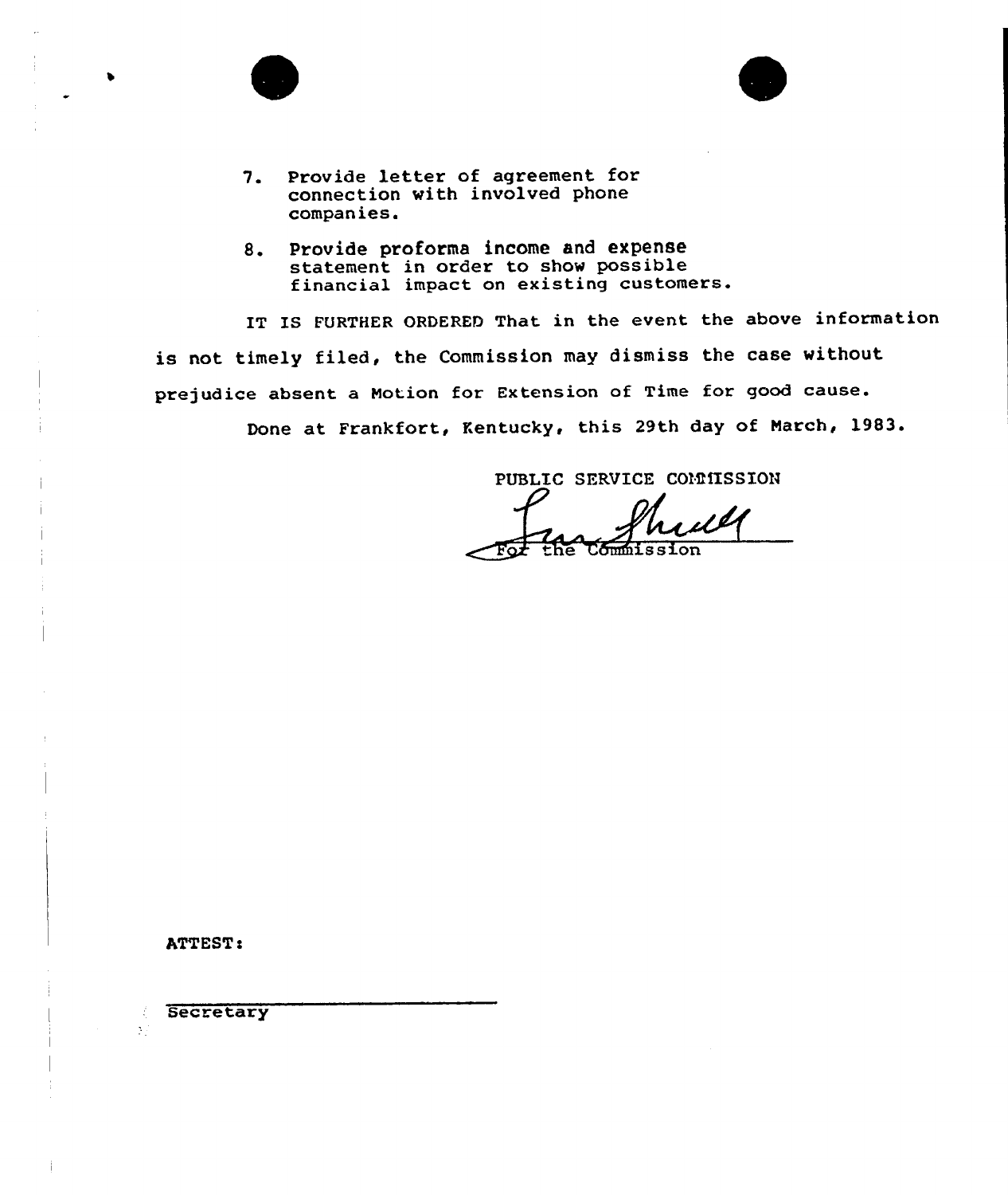7. Provide letter of agreement for connection with involved phone companies.

8. Provide proforma income and expense statement in order to show possible financial impact on existing customers.

IT IS FURTHER ORDERED That in the event the above information is not timely filed, the Commission may dismiss the case without prejudice absent a Motion for Extension of Time for good cause.

Done at Frankfort, Kentucky, this 29th day of March, 1983.

PUBLIC SERVICE COMMISSION

For the Commission

ATTEST:

Secretary